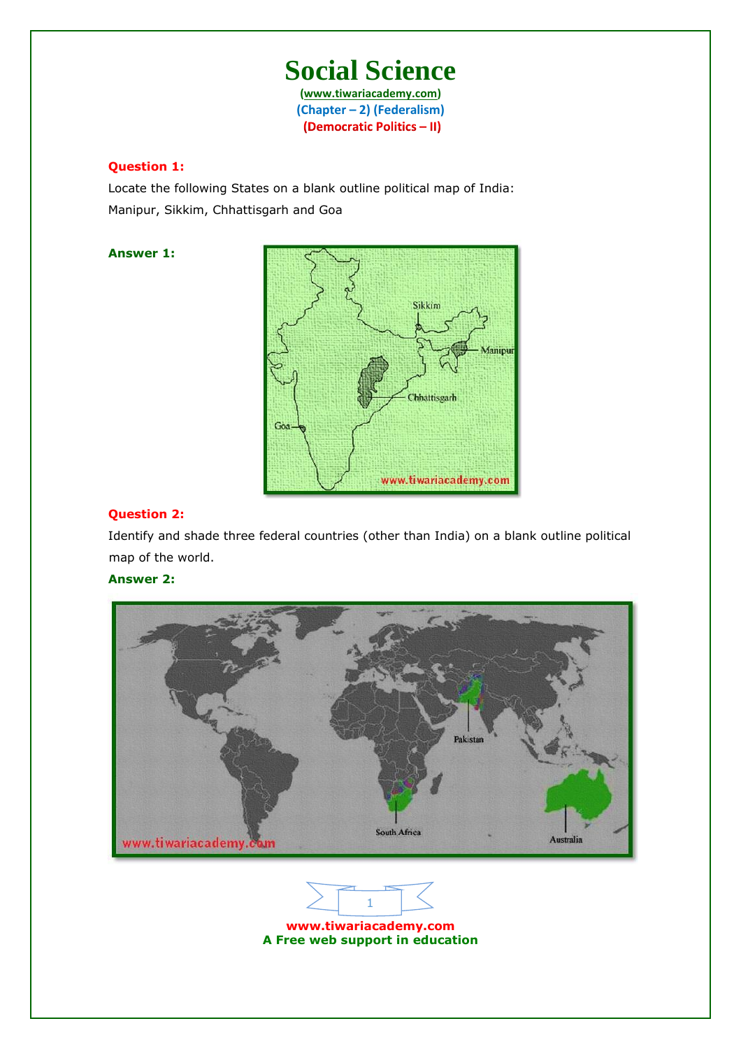# Social Science

(www.tiwariacademy.com)

(Chapter – 2) (Federalism)

(Democratic Politics – II)

**Question 1:**

Locate the following States on a blank outline political map of India:

Manipur, Sikkim, Chhattisgarh and Goa

**Answer 1:**

**Question 2:**

Identify and shade three federal countries (other than India) on a blank outline political map of the world.

**Answer 2:**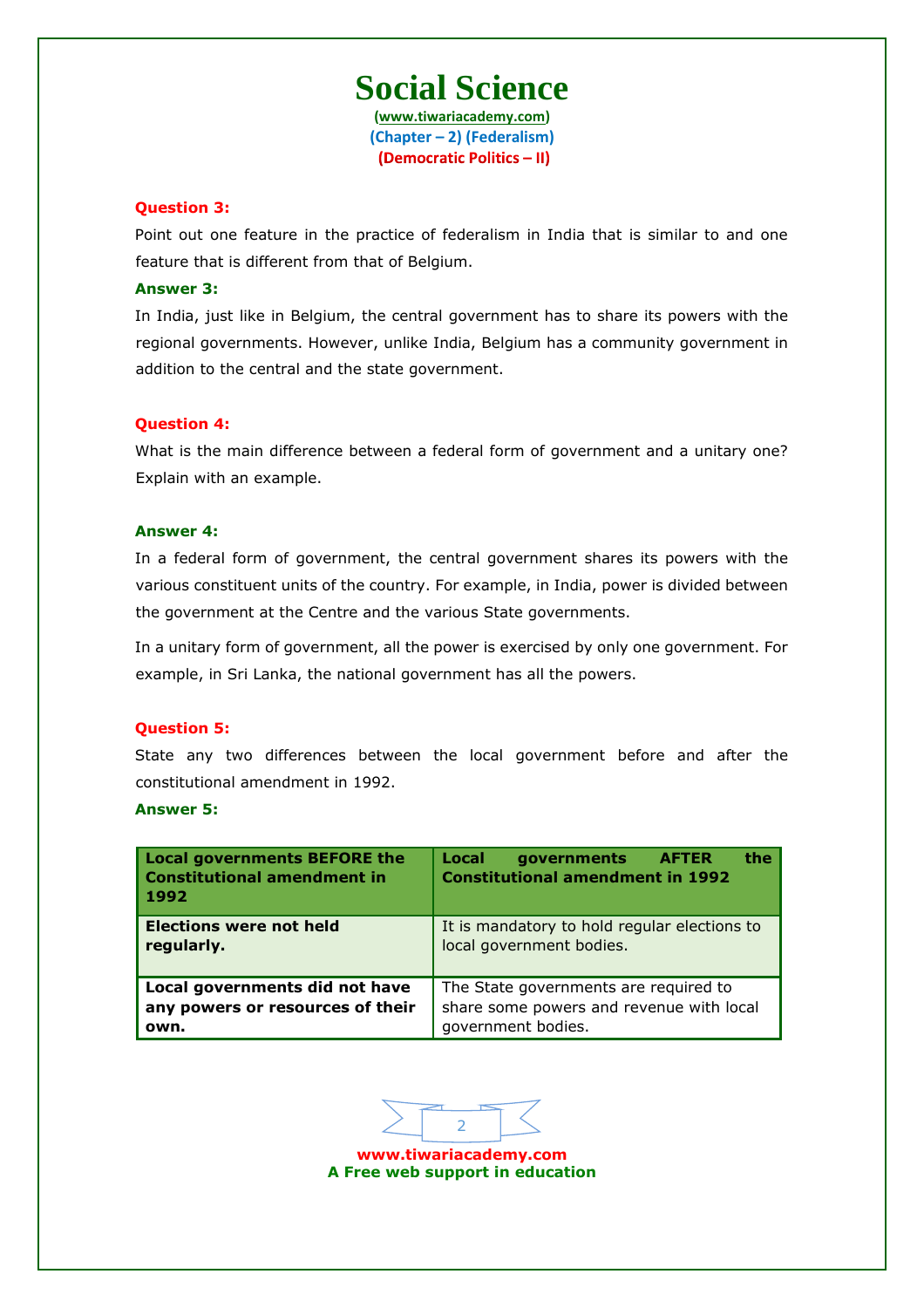# Social Science

(www.tiwariacademy.com)
(Chapter – 2) (Federalism)
(Democratic Politics – II)

**Question 3:**

Point out one feature in the practice of federalism in India that is similar to and one feature that is different from that of Belgium.

**Answer 3:**

In India, just like in Belgium, the central government has to share its powers with the regional governments. However, unlike India, Belgium has a community government in addition to the central and the state government.

**Question 4:**

What is the main difference between a federal form of government and a unitary one? Explain with an example.

**Answer 4:**

In a federal form of government, the central government shares its powers with the various constituent units of the country. For example, in India, power is divided between the government at the Centre and the various State governments.

In a unitary form of government, all the power is exercised by only one government. For example, in Sri Lanka, the national government has all the powers.

**Question 5:**

State any two differences between the local government before and after the constitutional amendment in 1992.

**Answer 5:**

| Local governments BEFORE the Constitutional amendment in 1992 | Local governments AFTER the Constitutional amendment in 1992 |
| --- | --- |
| **Elections were not held regularly.** | It is mandatory to hold regular elections to local government bodies. |
| **Local governments did not have any powers or resources of their own.** | The State governments are required to share some powers and revenue with local government bodies. |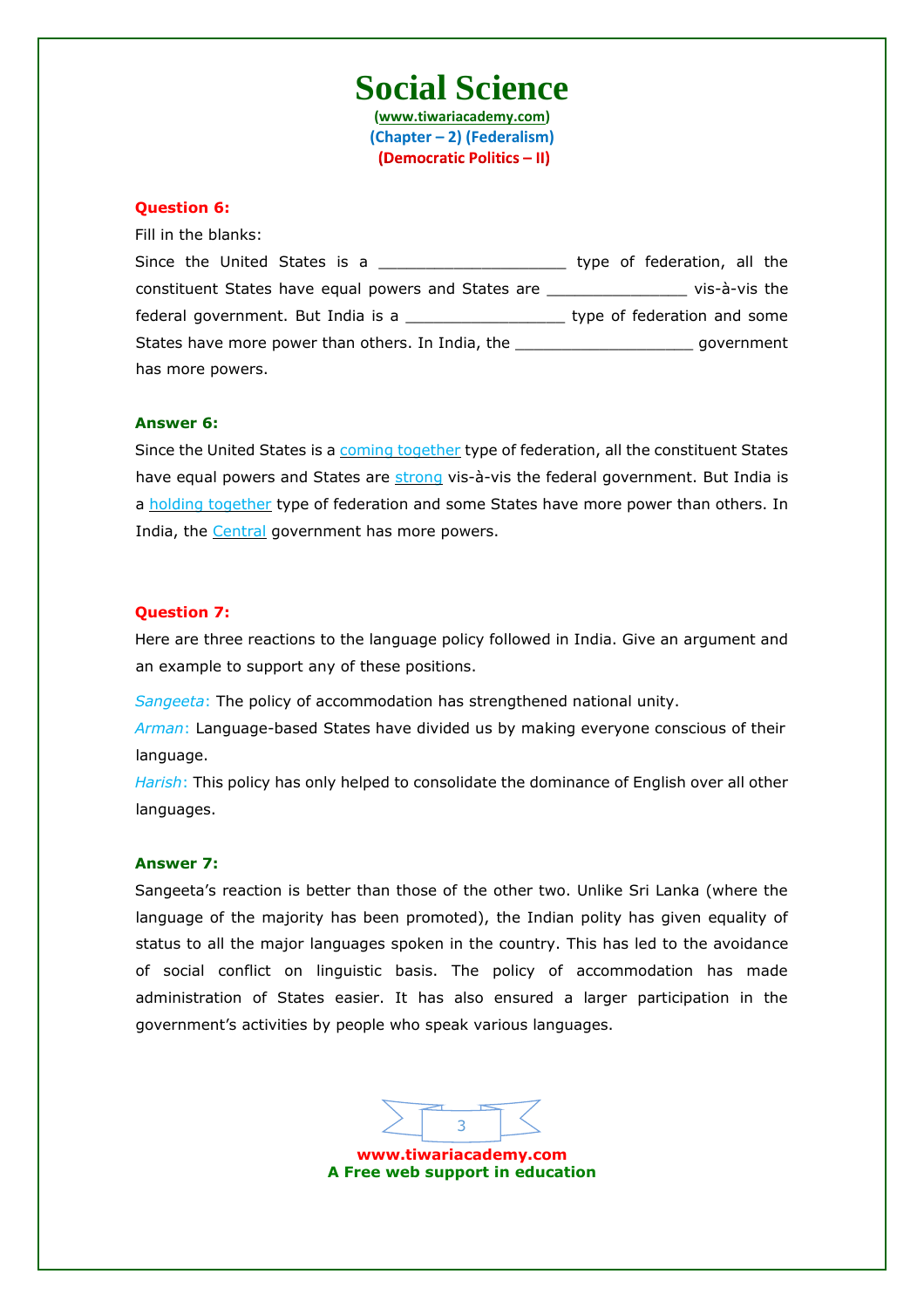**Question 6:**

Fill in the blanks:

Since the United States is a ____________________ type of federation, all the constituent States have equal powers and States are _______________ vis-à-vis the federal government. But India is a _________________ type of federation and some States have more power than others. In India, the ___________________ government has more powers.

**Answer 6:**

Since the United States is a coming together type of federation, all the constituent States have equal powers and States are strong vis-à-vis the federal government. But India is a holding together type of federation and some States have more power than others. In India, the Central government has more powers.

**Question 7:**

Here are three reactions to the language policy followed in India. Give an argument and an example to support any of these positions.

*Sangeeta*: The policy of accommodation has strengthened national unity.

*Arman*: Language-based States have divided us by making everyone conscious of their language.

*Harish*: This policy has only helped to consolidate the dominance of English over all other languages.

**Answer 7:**

Sangeeta's reaction is better than those of the other two. Unlike Sri Lanka (where the language of the majority has been promoted), the Indian polity has given equality of status to all the major languages spoken in the country. This has led to the avoidance of social conflict on linguistic basis. The policy of accommodation has made administration of States easier. It has also ensured a larger participation in the government's activities by people who speak various languages.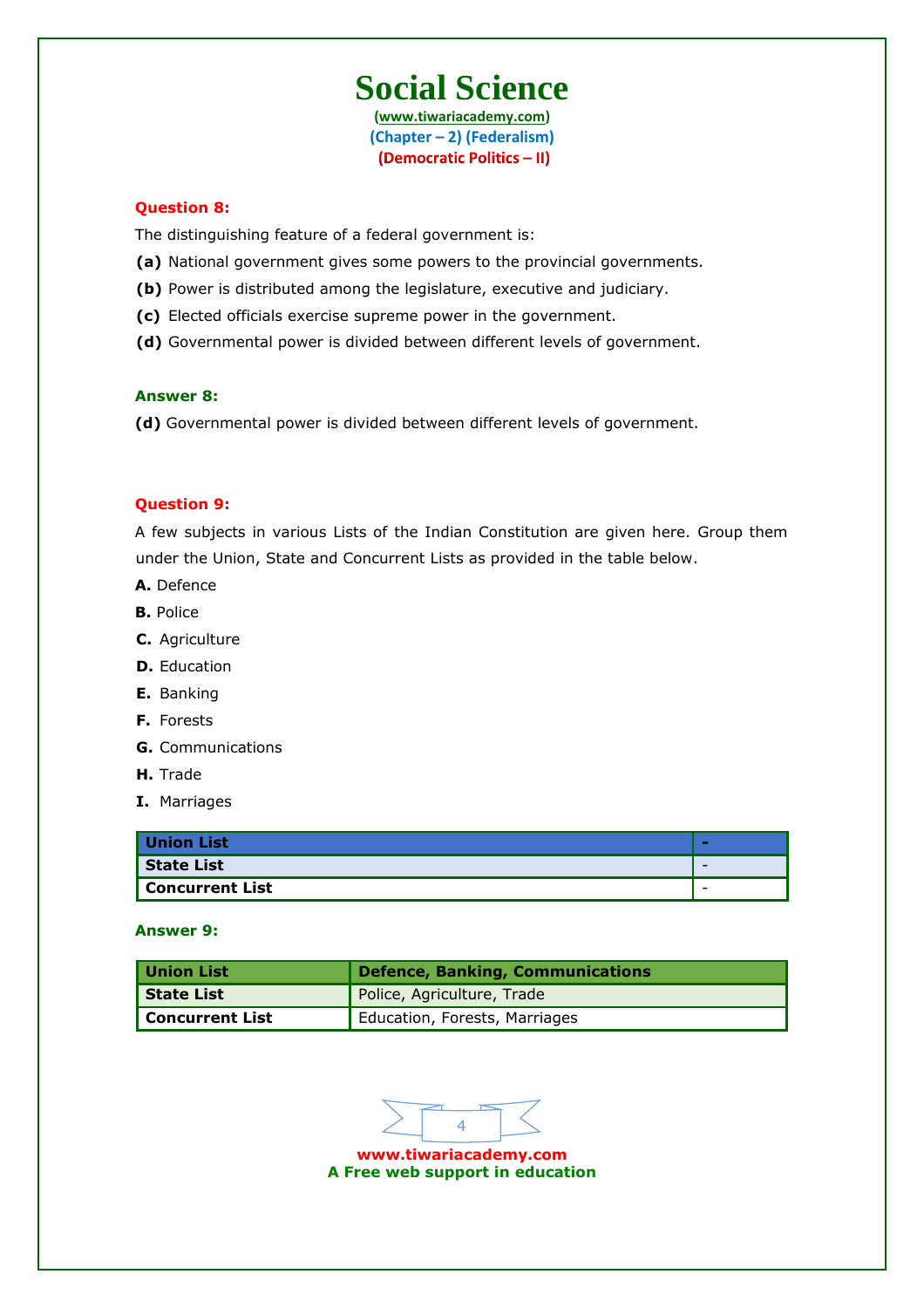# Social Science

(www.tiwariacademy.com)

(Chapter – 2) (Federalism)

(Democratic Politics – II)

**Question 8:**

The distinguishing feature of a federal government is:

**(a)** National government gives some powers to the provincial governments.

**(b)** Power is distributed among the legislature, executive and judiciary.

**(c)** Elected officials exercise supreme power in the government.

**(d)** Governmental power is divided between different levels of government.

**Answer 8:**

**(d)** Governmental power is divided between different levels of government.

**Question 9:**

A few subjects in various Lists of the Indian Constitution are given here. Group them under the Union, State and Concurrent Lists as provided in the table below.

**A.** Defence

**B.** Police

**C.** Agriculture

**D.** Education

**E.** Banking

**F.** Forests

**G.** Communications

**H.** Trade

**I.** Marriages

| Union List | - |
|---|---|
| State List | - |
| Concurrent List | - |

**Answer 9:**

| Union List | Defence, Banking, Communications |
|---|---|
| State List | Police, Agriculture, Trade |
| Concurrent List | Education, Forests, Marriages |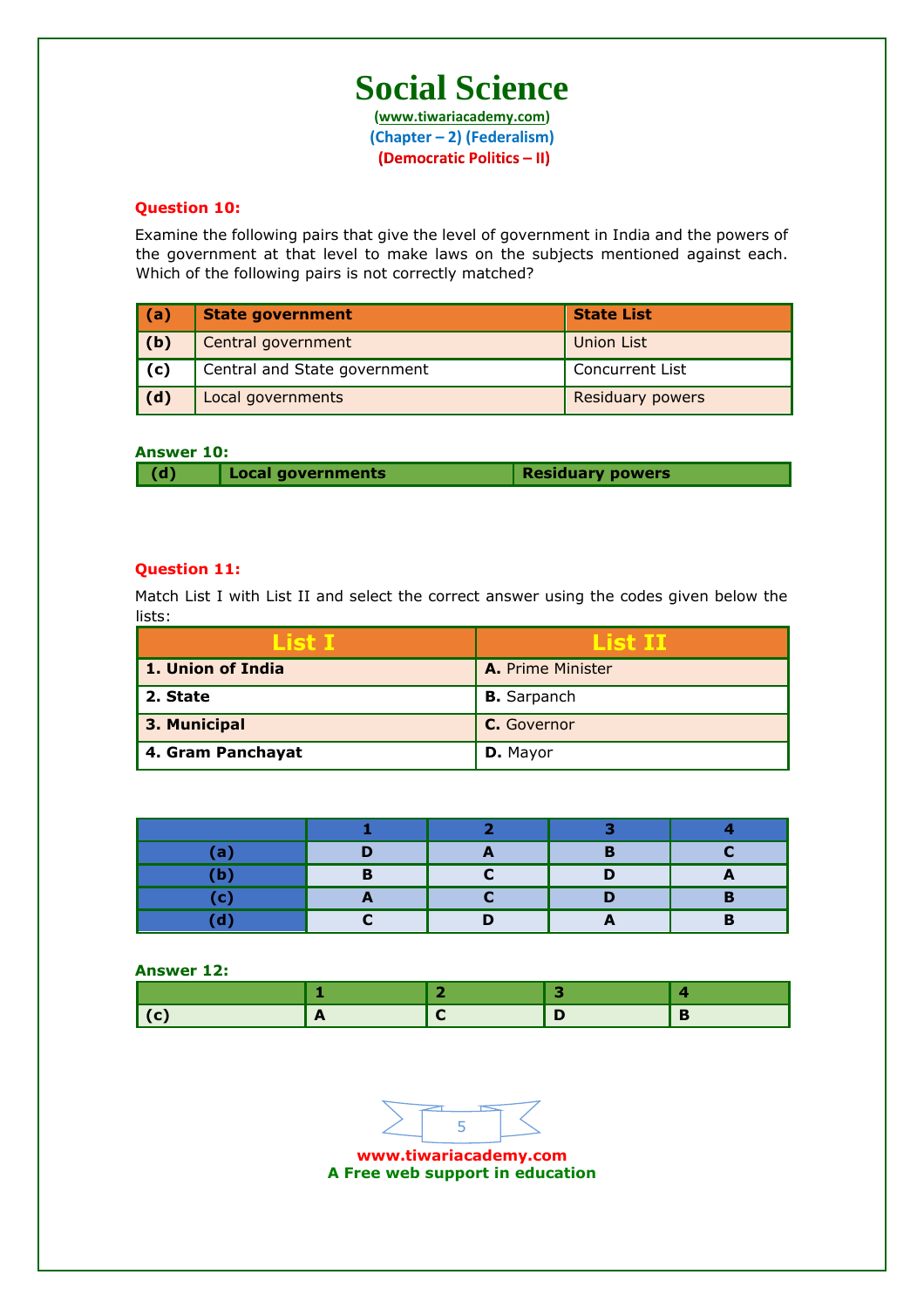# Social Science

**(www.tiwariacademy.com)**

**(Chapter – 2) (Federalism)**

**(Democratic Politics – II)**

**Question 10:**

Examine the following pairs that give the level of government in India and the powers of the government at that level to make laws on the subjects mentioned against each. Which of the following pairs is not correctly matched?

| (a) | State government | State List |
|---|---|---|
| (b) | Central government | Union List |
| (c) | Central and State government | Concurrent List |
| (d) | Local governments | Residuary powers |

**Answer 10:**

| (d) | Local governments | Residuary powers |
|---|---|---|

**Question 11:**

Match List I with List II and select the correct answer using the codes given below the lists:

| List I | List II |
|---|---|
| **1. Union of India** | **A.** Prime Minister |
| **2. State** | **B.** Sarpanch |
| **3. Municipal** | **C.** Governor |
| **4. Gram Panchayat** | **D.** Mayor |

| | 1 | 2 | 3 | 4 |
|---|---|---|---|---|
| (a) | D | A | B | C |
| (b) | B | C | D | A |
| (c) | A | C | D | B |
| (d) | C | D | A | B |

**Answer 12:**

| | 1 | 2 | 3 | 4 |
|---|---|---|---|---|
| (c) | A | C | D | B |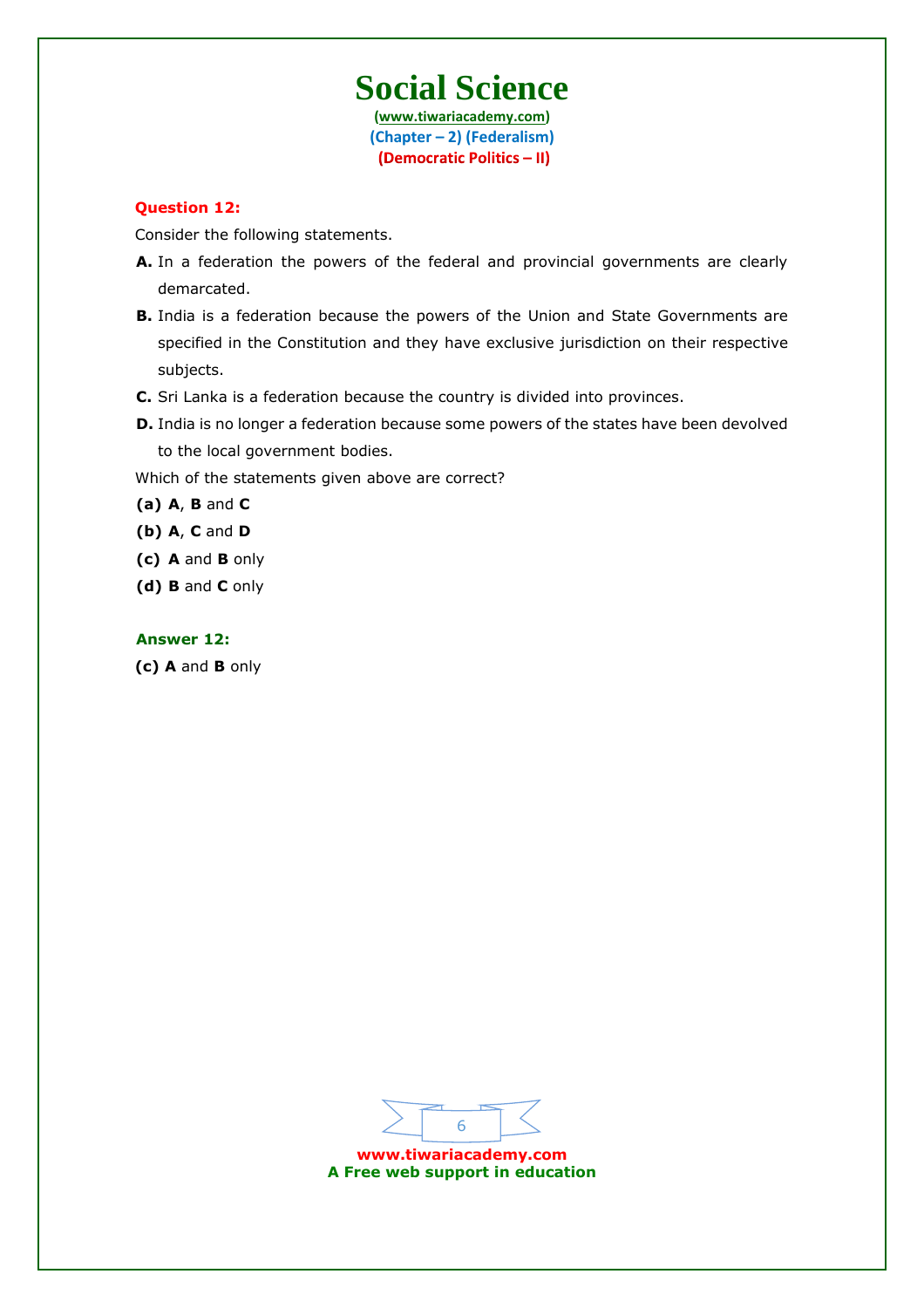# Social Science

(www.tiwariacademy.com)

(Chapter – 2) (Federalism)

(Democratic Politics – II)

**Question 12:**

Consider the following statements.

**A.** In a federation the powers of the federal and provincial governments are clearly demarcated.

**B.** India is a federation because the powers of the Union and State Governments are specified in the Constitution and they have exclusive jurisdiction on their respective subjects.

**C.** Sri Lanka is a federation because the country is divided into provinces.

**D.** India is no longer a federation because some powers of the states have been devolved to the local government bodies.

Which of the statements given above are correct?

**(a)** **A**, **B** and **C**

**(b)** **A**, **C** and **D**

**(c)** **A** and **B** only

**(d)** **B** and **C** only

**Answer 12:**

**(c)** **A** and **B** only